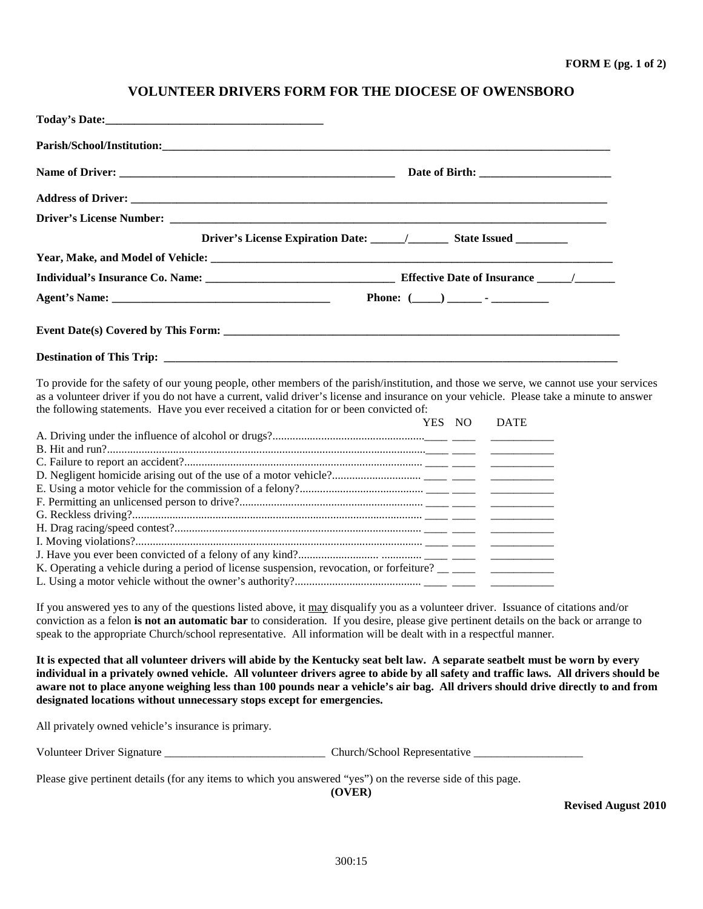**FORM E (pg. 1 of 2)**

## VOLUNTEER DRIVERS FORM FOR THE DIOCESE OF OWENSBORO

**Today's Date:**______________________________________

**Parish/School/Institution:**_____________________________________________________________________________________

**Name of Driver:** __________________________________________________ **Date of Birth:** _______________________

**Address of Driver:** ________________________________________________________________________________________

**Driver's License Number:** ___________________________________________________________________________________

**Driver's License Expiration Date:** ______/_______ **State Issued** _________

**Year, Make, and Model of Vehicle:** ____________________________________________________________________________

**Individual's Insurance Co. Name:** _________________________________ **Effective Date of Insurance** ______/_______

**Agent's Name:** ______________________________________ **Phone:** (_____) ______ - __________

**Event Date(s) Covered by This Form:** ___________________________________________________________________________

**Destination of This Trip:** ____________________________________________________________________________________

To provide for the safety of our young people, other members of the parish/institution, and those we serve, we cannot use your services as a volunteer driver if you do not have a current, valid driver's license and insurance on your vehicle. Please take a minute to answer the following statements. Have you ever received a citation for or been convicted of:

| | YES | NO | DATE |
|---|---|---|---|
| A. Driving under the influence of alcohol or drugs? | ____ | ____ | ___________ |
| B. Hit and run? | ____ | ____ | ___________ |
| C. Failure to report an accident? | ____ | ____ | ___________ |
| D. Negligent homicide arising out of the use of a motor vehicle? | ____ | ____ | ___________ |
| E. Using a motor vehicle for the commission of a felony? | ____ | ____ | ___________ |
| F. Permitting an unlicensed person to drive? | ____ | ____ | ___________ |
| G. Reckless driving? | ____ | ____ | ___________ |
| H. Drag racing/speed contest? | ____ | ____ | ___________ |
| I. Moving violations? | ____ | ____ | ___________ |
| J. Have you ever been convicted of a felony of any kind? | ____ | ____ | ___________ |
| K. Operating a vehicle during a period of license suspension, revocation, or forfeiture? | __ | ____ | ___________ |
| L. Using a motor vehicle without the owner's authority? | ____ | ____ | ___________ |

If you answered yes to any of the questions listed above, it may disqualify you as a volunteer driver. Issuance of citations and/or conviction as a felon **is not an automatic bar** to consideration. If you desire, please give pertinent details on the back or arrange to speak to the appropriate Church/school representative. All information will be dealt with in a respectful manner.

**It is expected that all volunteer drivers will abide by the Kentucky seat belt law. A separate seatbelt must be worn by every individual in a privately owned vehicle. All volunteer drivers agree to abide by all safety and traffic laws. All drivers should be aware not to place anyone weighing less than 100 pounds near a vehicle's air bag. All drivers should drive directly to and from designated locations without unnecessary stops except for emergencies.**

All privately owned vehicle's insurance is primary.

Volunteer Driver Signature ____________________________ Church/School Representative ___________________

Please give pertinent details (for any items to which you answered "yes") on the reverse side of this page.

**(OVER)**

**Revised August 2010**

300:15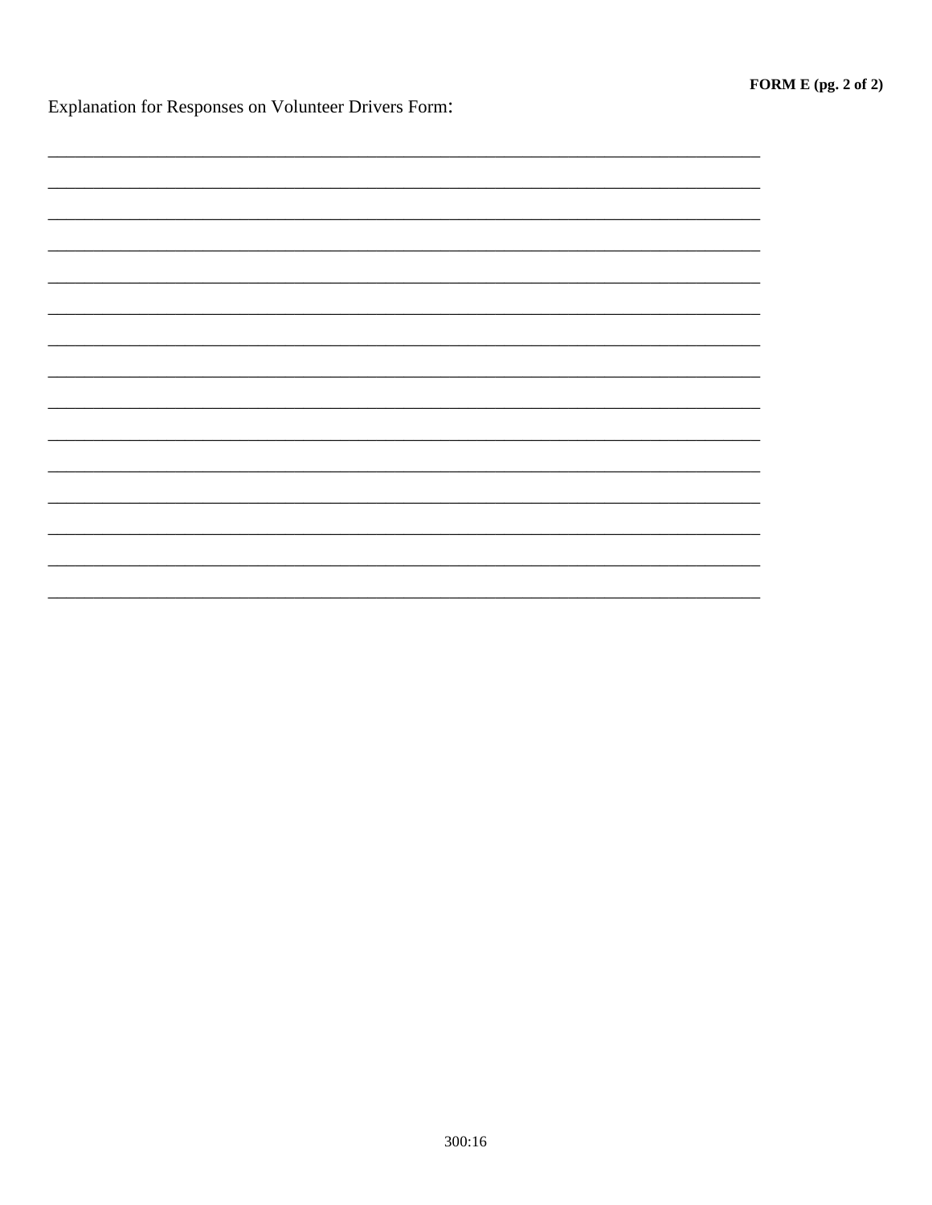**FORM E (pg. 2 of 2)**

Explanation for Responses on Volunteer Drivers Form:

_______________________________________________________________________________

_______________________________________________________________________________

_______________________________________________________________________________

_______________________________________________________________________________

_______________________________________________________________________________

_______________________________________________________________________________

_______________________________________________________________________________

_______________________________________________________________________________

_______________________________________________________________________________

_______________________________________________________________________________

_______________________________________________________________________________

_______________________________________________________________________________

_______________________________________________________________________________

_______________________________________________________________________________

_______________________________________________________________________________

300:16